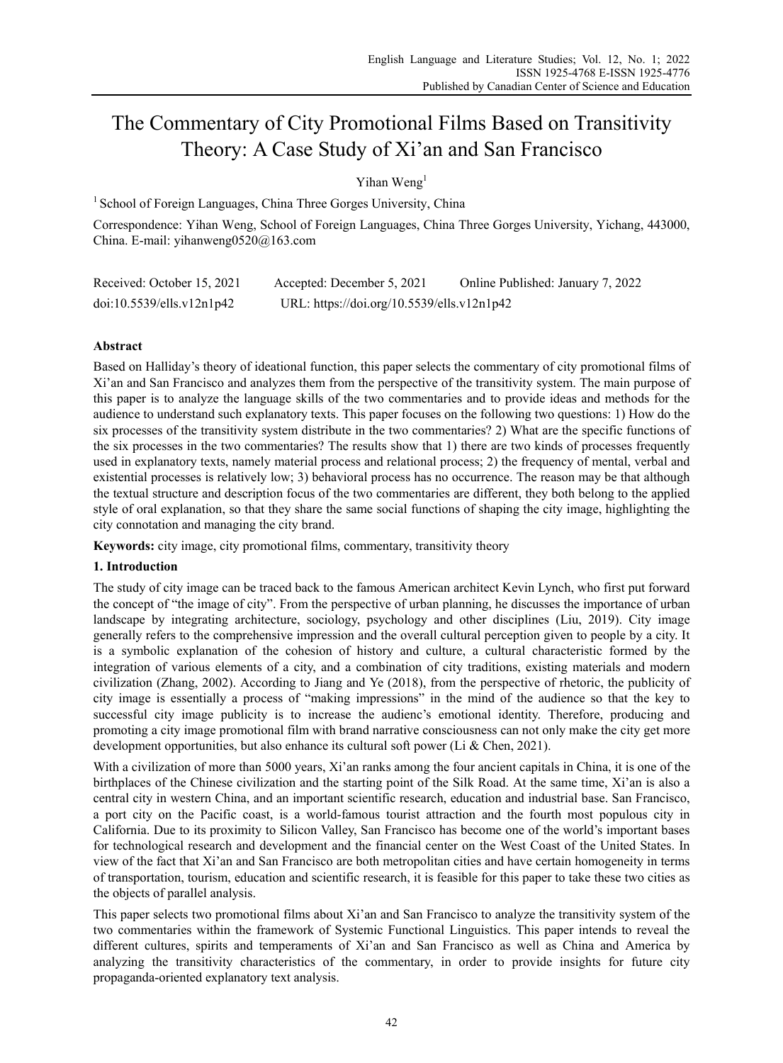# The Commentary of City Promotional Films Based on Transitivity Theory: A Case Study of Xi'an and San Francisco

Yihan Weng[1]

[1] School of Foreign Languages, China Three Gorges University, China

Correspondence: Yihan Weng, School of Foreign Languages, China Three Gorges University, Yichang, 443000, China. E-mail: yihanweng0520@163.com

Received: October 15, 2021 Accepted: December 5, 2021 Online Published: January 7, 2022

doi:10.5539/ells.v12n1p42 URL: https://doi.org/10.5539/ells.v12n1p42

## Abstract

Based on Halliday's theory of ideational function, this paper selects the commentary of city promotional films of Xi'an and San Francisco and analyzes them from the perspective of the transitivity system. The main purpose of this paper is to analyze the language skills of the two commentaries and to provide ideas and methods for the audience to understand such explanatory texts. This paper focuses on the following two questions: 1) How do the six processes of the transitivity system distribute in the two commentaries? 2) What are the specific functions of the six processes in the two commentaries? The results show that 1) there are two kinds of processes frequently used in explanatory texts, namely material process and relational process; 2) the frequency of mental, verbal and existential processes is relatively low; 3) behavioral process has no occurrence. The reason may be that although the textual structure and description focus of the two commentaries are different, they both belong to the applied style of oral explanation, so that they share the same social functions of shaping the city image, highlighting the city connotation and managing the city brand.

**Keywords:** city image, city promotional films, commentary, transitivity theory

## 1. Introduction

The study of city image can be traced back to the famous American architect Kevin Lynch, who first put forward the concept of "the image of city". From the perspective of urban planning, he discusses the importance of urban landscape by integrating architecture, sociology, psychology and other disciplines (Liu, 2019). City image generally refers to the comprehensive impression and the overall cultural perception given to people by a city. It is a symbolic explanation of the cohesion of history and culture, a cultural characteristic formed by the integration of various elements of a city, and a combination of city traditions, existing materials and modern civilization (Zhang, 2002). According to Jiang and Ye (2018), from the perspective of rhetoric, the publicity of city image is essentially a process of "making impressions" in the mind of the audience so that the key to successful city image publicity is to increase the audienc's emotional identity. Therefore, producing and promoting a city image promotional film with brand narrative consciousness can not only make the city get more development opportunities, but also enhance its cultural soft power (Li & Chen, 2021).

With a civilization of more than 5000 years, Xi'an ranks among the four ancient capitals in China, it is one of the birthplaces of the Chinese civilization and the starting point of the Silk Road. At the same time, Xi'an is also a central city in western China, and an important scientific research, education and industrial base. San Francisco, a port city on the Pacific coast, is a world-famous tourist attraction and the fourth most populous city in California. Due to its proximity to Silicon Valley, San Francisco has become one of the world's important bases for technological research and development and the financial center on the West Coast of the United States. In view of the fact that Xi'an and San Francisco are both metropolitan cities and have certain homogeneity in terms of transportation, tourism, education and scientific research, it is feasible for this paper to take these two cities as the objects of parallel analysis.

This paper selects two promotional films about Xi'an and San Francisco to analyze the transitivity system of the two commentaries within the framework of Systemic Functional Linguistics. This paper intends to reveal the different cultures, spirits and temperaments of Xi'an and San Francisco as well as China and America by analyzing the transitivity characteristics of the commentary, in order to provide insights for future city propaganda-oriented explanatory text analysis.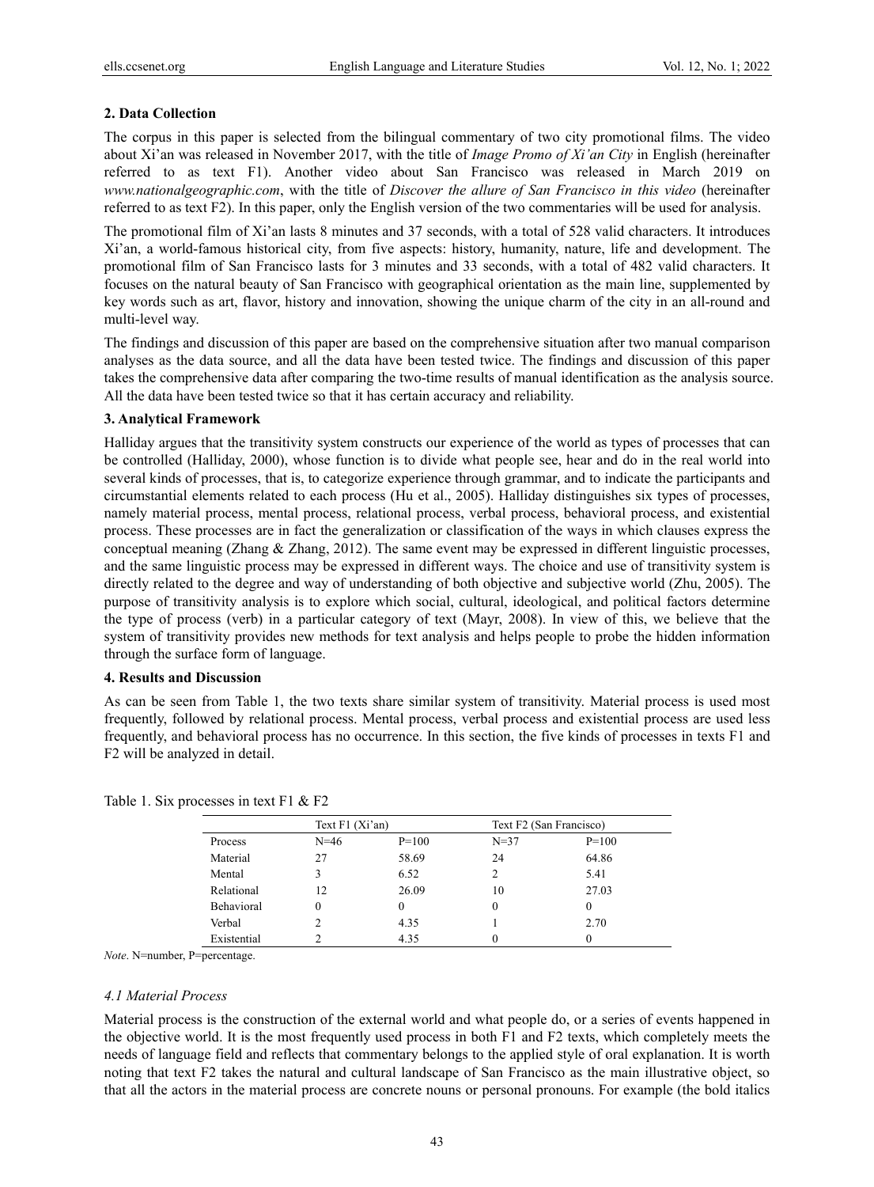## 2. Data Collection

The corpus in this paper is selected from the bilingual commentary of two city promotional films. The video about Xi'an was released in November 2017, with the title of *Image Promo of Xi'an City* in English (hereinafter referred to as text F1). Another video about San Francisco was released in March 2019 on *www.nationalgeographic.com*, with the title of *Discover the allure of San Francisco in this video* (hereinafter referred to as text F2). In this paper, only the English version of the two commentaries will be used for analysis.

The promotional film of Xi'an lasts 8 minutes and 37 seconds, with a total of 528 valid characters. It introduces Xi'an, a world-famous historical city, from five aspects: history, humanity, nature, life and development. The promotional film of San Francisco lasts for 3 minutes and 33 seconds, with a total of 482 valid characters. It focuses on the natural beauty of San Francisco with geographical orientation as the main line, supplemented by key words such as art, flavor, history and innovation, showing the unique charm of the city in an all-round and multi-level way.

The findings and discussion of this paper are based on the comprehensive situation after two manual comparison analyses as the data source, and all the data have been tested twice. The findings and discussion of this paper takes the comprehensive data after comparing the two-time results of manual identification as the analysis source. All the data have been tested twice so that it has certain accuracy and reliability.

## 3. Analytical Framework

Halliday argues that the transitivity system constructs our experience of the world as types of processes that can be controlled (Halliday, 2000), whose function is to divide what people see, hear and do in the real world into several kinds of processes, that is, to categorize experience through grammar, and to indicate the participants and circumstantial elements related to each process (Hu et al., 2005). Halliday distinguishes six types of processes, namely material process, mental process, relational process, verbal process, behavioral process, and existential process. These processes are in fact the generalization or classification of the ways in which clauses express the conceptual meaning (Zhang & Zhang, 2012). The same event may be expressed in different linguistic processes, and the same linguistic process may be expressed in different ways. The choice and use of transitivity system is directly related to the degree and way of understanding of both objective and subjective world (Zhu, 2005). The purpose of transitivity analysis is to explore which social, cultural, ideological, and political factors determine the type of process (verb) in a particular category of text (Mayr, 2008). In view of this, we believe that the system of transitivity provides new methods for text analysis and helps people to probe the hidden information through the surface form of language.

## 4. Results and Discussion

As can be seen from Table 1, the two texts share similar system of transitivity. Material process is used most frequently, followed by relational process. Mental process, verbal process and existential process are used less frequently, and behavioral process has no occurrence. In this section, the five kinds of processes in texts F1 and F2 will be analyzed in detail.

Table 1. Six processes in text F1 & F2

| | Text F1 (Xi'an) | | Text F2 (San Francisco) | |
|---|---|---|---|---|
| Process | N=46 | P=100 | N=37 | P=100 |
| Material | 27 | 58.69 | 24 | 64.86 |
| Mental | 3 | 6.52 | 2 | 5.41 |
| Relational | 12 | 26.09 | 10 | 27.03 |
| Behavioral | 0 | 0 | 0 | 0 |
| Verbal | 2 | 4.35 | 1 | 2.70 |
| Existential | 2 | 4.35 | 0 | 0 |

*Note*. N=number, P=percentage.

### *4.1 Material Process*

Material process is the construction of the external world and what people do, or a series of events happened in the objective world. It is the most frequently used process in both F1 and F2 texts, which completely meets the needs of language field and reflects that commentary belongs to the applied style of oral explanation. It is worth noting that text F2 takes the natural and cultural landscape of San Francisco as the main illustrative object, so that all the actors in the material process are concrete nouns or personal pronouns. For example (the bold italics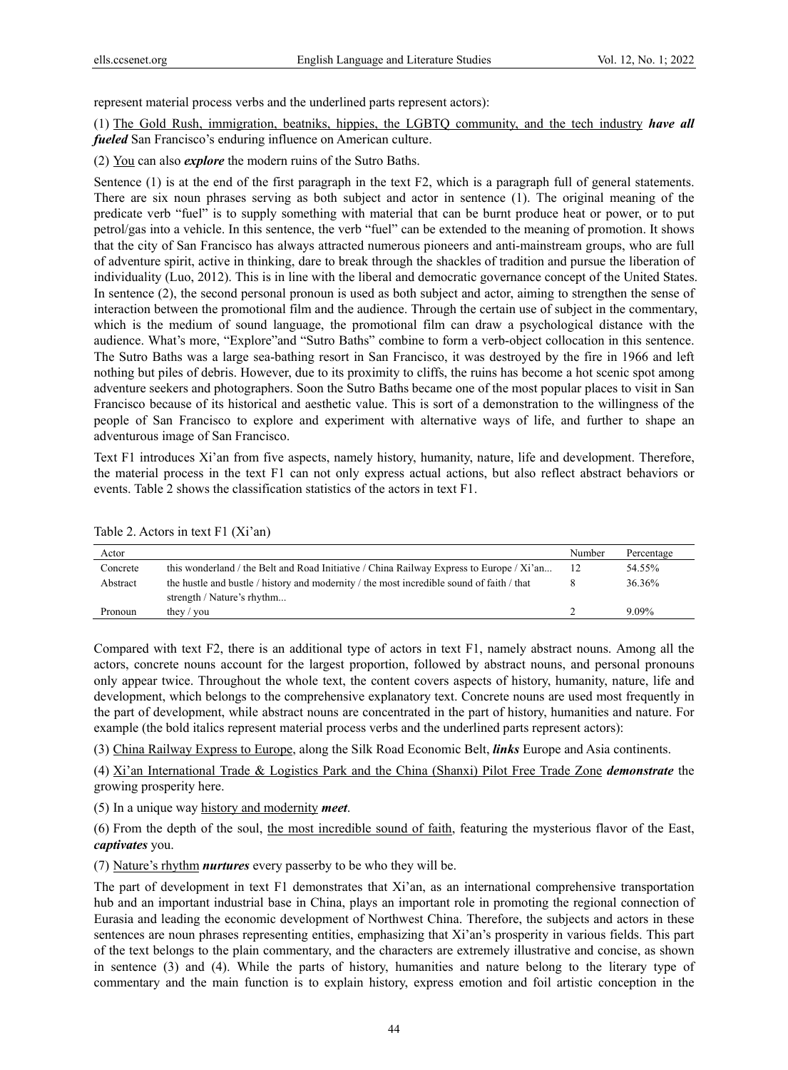represent material process verbs and the underlined parts represent actors):

(1) <u>The Gold Rush, immigration, beatniks, hippies, the LGBTQ community, and the tech industry</u> ***have all fueled*** San Francisco's enduring influence on American culture.

(2) <u>You</u> can also ***explore*** the modern ruins of the Sutro Baths.

Sentence (1) is at the end of the first paragraph in the text F2, which is a paragraph full of general statements. There are six noun phrases serving as both subject and actor in sentence (1). The original meaning of the predicate verb "fuel" is to supply something with material that can be burnt produce heat or power, or to put petrol/gas into a vehicle. In this sentence, the verb "fuel" can be extended to the meaning of promotion. It shows that the city of San Francisco has always attracted numerous pioneers and anti-mainstream groups, who are full of adventure spirit, active in thinking, dare to break through the shackles of tradition and pursue the liberation of individuality (Luo, 2012). This is in line with the liberal and democratic governance concept of the United States. In sentence (2), the second personal pronoun is used as both subject and actor, aiming to strengthen the sense of interaction between the promotional film and the audience. Through the certain use of subject in the commentary, which is the medium of sound language, the promotional film can draw a psychological distance with the audience. What's more, "Explore"and "Sutro Baths" combine to form a verb-object collocation in this sentence. The Sutro Baths was a large sea-bathing resort in San Francisco, it was destroyed by the fire in 1966 and left nothing but piles of debris. However, due to its proximity to cliffs, the ruins has become a hot scenic spot among adventure seekers and photographers. Soon the Sutro Baths became one of the most popular places to visit in San Francisco because of its historical and aesthetic value. This is sort of a demonstration to the willingness of the people of San Francisco to explore and experiment with alternative ways of life, and further to shape an adventurous image of San Francisco.

Text F1 introduces Xi'an from five aspects, namely history, humanity, nature, life and development. Therefore, the material process in the text F1 can not only express actual actions, but also reflect abstract behaviors or events. Table 2 shows the classification statistics of the actors in text F1.

Table 2. Actors in text F1 (Xi'an)

| Actor | | Number | Percentage |
|---|---|---|---|
| Concrete | this wonderland / the Belt and Road Initiative / China Railway Express to Europe / Xi'an... | 12 | 54.55% |
| Abstract | the hustle and bustle / history and modernity / the most incredible sound of faith / that strength / Nature's rhythm... | 8 | 36.36% |
| Pronoun | they / you | 2 | 9.09% |

Compared with text F2, there is an additional type of actors in text F1, namely abstract nouns. Among all the actors, concrete nouns account for the largest proportion, followed by abstract nouns, and personal pronouns only appear twice. Throughout the whole text, the content covers aspects of history, humanity, nature, life and development, which belongs to the comprehensive explanatory text. Concrete nouns are used most frequently in the part of development, while abstract nouns are concentrated in the part of history, humanities and nature. For example (the bold italics represent material process verbs and the underlined parts represent actors):

(3) <u>China Railway Express to Europe</u>, along the Silk Road Economic Belt, ***links*** Europe and Asia continents.

(4) <u>Xi'an International Trade & Logistics Park and the China (Shanxi) Pilot Free Trade Zone</u> ***demonstrate*** the growing prosperity here.

(5) In a unique way <u>history and modernity</u> ***meet***.

(6) From the depth of the soul, <u>the most incredible sound of faith</u>, featuring the mysterious flavor of the East, ***captivates*** you.

(7) <u>Nature's rhythm</u> ***nurtures*** every passerby to be who they will be.

The part of development in text F1 demonstrates that Xi'an, as an international comprehensive transportation hub and an important industrial base in China, plays an important role in promoting the regional connection of Eurasia and leading the economic development of Northwest China. Therefore, the subjects and actors in these sentences are noun phrases representing entities, emphasizing that Xi'an's prosperity in various fields. This part of the text belongs to the plain commentary, and the characters are extremely illustrative and concise, as shown in sentence (3) and (4). While the parts of history, humanities and nature belong to the literary type of commentary and the main function is to explain history, express emotion and foil artistic conception in the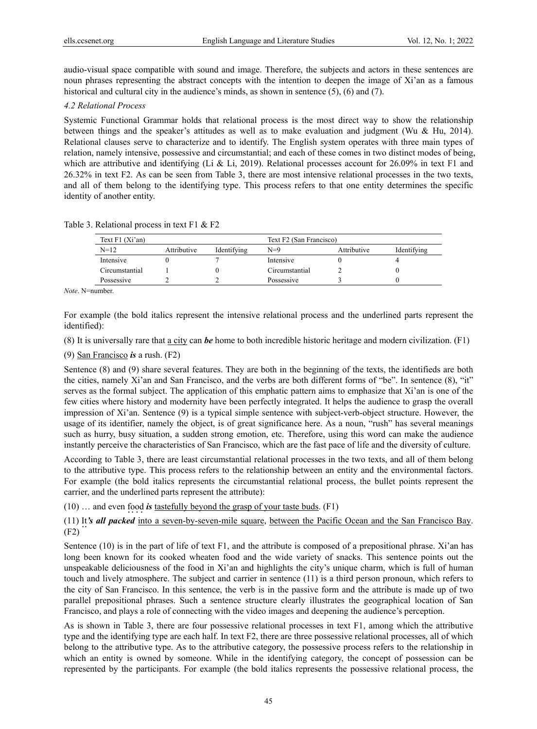audio-visual space compatible with sound and image. Therefore, the subjects and actors in these sentences are noun phrases representing the abstract concepts with the intention to deepen the image of Xi'an as a famous historical and cultural city in the audience's minds, as shown in sentence (5), (6) and (7).

### *4.2 Relational Process*

Systemic Functional Grammar holds that relational process is the most direct way to show the relationship between things and the speaker's attitudes as well as to make evaluation and judgment (Wu & Hu, 2014). Relational clauses serve to characterize and to identify. The English system operates with three main types of relation, namely intensive, possessive and circumstantial; and each of these comes in two distinct modes of being, which are attributive and identifying (Li & Li, 2019). Relational processes account for 26.09% in text F1 and 26.32% in text F2. As can be seen from Table 3, there are most intensive relational processes in the two texts, and all of them belong to the identifying type. This process refers to that one entity determines the specific identity of another entity.

Table 3. Relational process in text F1 & F2

| Text F1 (Xi'an) | | | Text F2 (San Francisco) | | |
|---|---|---|---|---|---|
| N=12 | Attributive | Identifying | N=9 | Attributive | Identifying |
| Intensive | 0 | 7 | Intensive | 0 | 4 |
| Circumstantial | 1 | 0 | Circumstantial | 2 | 0 |
| Possessive | 2 | 2 | Possessive | 3 | 0 |

*Note*. N=number.

For example (the bold italics represent the intensive relational process and the underlined parts represent the identified):

(8) It is universally rare that <u>a city</u> can ***be*** home to both incredible historic heritage and modern civilization. (F1)

(9) <u>San Francisco</u> ***is*** a rush. (F2)

Sentence (8) and (9) share several features. They are both in the beginning of the texts, the identifieds are both the cities, namely Xi'an and San Francisco, and the verbs are both different forms of "be". In sentence (8), "it" serves as the formal subject. The application of this emphatic pattern aims to emphasize that Xi'an is one of the few cities where history and modernity have been perfectly integrated. It helps the audience to grasp the overall impression of Xi'an. Sentence (9) is a typical simple sentence with subject-verb-object structure. However, the usage of its identifier, namely the object, is of great significance here. As a noun, "rush" has several meanings such as hurry, busy situation, a sudden strong emotion, etc. Therefore, using this word can make the audience instantly perceive the characteristics of San Francisco, which are the fast pace of life and the diversity of culture.

According to Table 3, there are least circumstantial relational processes in the two texts, and all of them belong to the attributive type. This process refers to the relationship between an entity and the environmental factors. For example (the bold italics represents the circumstantial relational process, the bullet points represent the carrier, and the underlined parts represent the attribute):

(10) … and even food ***is*** <u>tastefully beyond the grasp of your taste buds</u>. (F1)

(11) It***'s all packed*** <u>into a seven-by-seven-mile square</u>, <u>between the Pacific Ocean and the San Francisco Bay</u>. (F2)

Sentence (10) is in the part of life of text F1, and the attribute is composed of a prepositional phrase. Xi'an has long been known for its cooked wheaten food and the wide variety of snacks. This sentence points out the unspeakable deliciousness of the food in Xi'an and highlights the city's unique charm, which is full of human touch and lively atmosphere. The subject and carrier in sentence (11) is a third person pronoun, which refers to the city of San Francisco. In this sentence, the verb is in the passive form and the attribute is made up of two parallel prepositional phrases. Such a sentence structure clearly illustrates the geographical location of San Francisco, and plays a role of connecting with the video images and deepening the audience's perception.

As is shown in Table 3, there are four possessive relational processes in text F1, among which the attributive type and the identifying type are each half. In text F2, there are three possessive relational processes, all of which belong to the attributive type. As to the attributive category, the possessive process refers to the relationship in which an entity is owned by someone. While in the identifying category, the concept of possession can be represented by the participants. For example (the bold italics represents the possessive relational process, the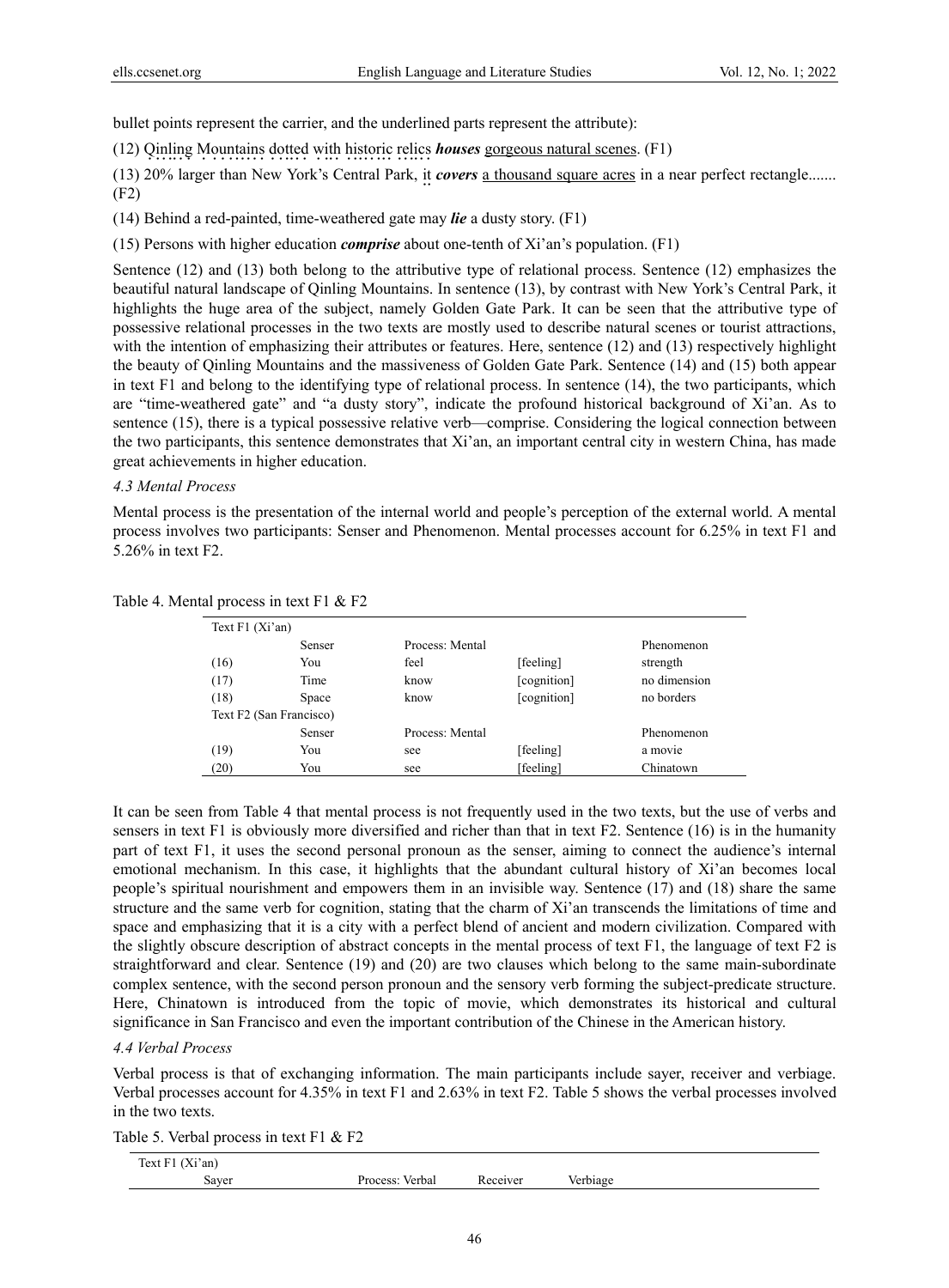bullet points represent the carrier, and the underlined parts represent the attribute):

(12) Qinling Mountains dotted with historic relics ***houses*** gorgeous natural scenes. (F1)

(13) 20% larger than New York's Central Park, it ***covers*** a thousand square acres in a near perfect rectangle....... (F2)

(14) Behind a red-painted, time-weathered gate may ***lie*** a dusty story. (F1)

(15) Persons with higher education ***comprise*** about one-tenth of Xi'an's population. (F1)

Sentence (12) and (13) both belong to the attributive type of relational process. Sentence (12) emphasizes the beautiful natural landscape of Qinling Mountains. In sentence (13), by contrast with New York's Central Park, it highlights the huge area of the subject, namely Golden Gate Park. It can be seen that the attributive type of possessive relational processes in the two texts are mostly used to describe natural scenes or tourist attractions, with the intention of emphasizing their attributes or features. Here, sentence (12) and (13) respectively highlight the beauty of Qinling Mountains and the massiveness of Golden Gate Park. Sentence (14) and (15) both appear in text F1 and belong to the identifying type of relational process. In sentence (14), the two participants, which are "time-weathered gate" and "a dusty story", indicate the profound historical background of Xi'an. As to sentence (15), there is a typical possessive relative verb—comprise. Considering the logical connection between the two participants, this sentence demonstrates that Xi'an, an important central city in western China, has made great achievements in higher education.

### *4.3 Mental Process*

Mental process is the presentation of the internal world and people's perception of the external world. A mental process involves two participants: Senser and Phenomenon. Mental processes account for 6.25% in text F1 and 5.26% in text F2.

Table 4. Mental process in text F1 & F2

| | | | | |
|---|---|---|---|---|
| Text F1 (Xi'an) | | | | |
| | Senser | Process: Mental | | Phenomenon |
| (16) | You | feel | [feeling] | strength |
| (17) | Time | know | [cognition] | no dimension |
| (18) | Space | know | [cognition] | no borders |
| Text F2 (San Francisco) | | | | |
| | Senser | Process: Mental | | Phenomenon |
| (19) | You | see | [feeling] | a movie |
| (20) | You | see | [feeling] | Chinatown |

It can be seen from Table 4 that mental process is not frequently used in the two texts, but the use of verbs and sensers in text F1 is obviously more diversified and richer than that in text F2. Sentence (16) is in the humanity part of text F1, it uses the second personal pronoun as the senser, aiming to connect the audience's internal emotional mechanism. In this case, it highlights that the abundant cultural history of Xi'an becomes local people's spiritual nourishment and empowers them in an invisible way. Sentence (17) and (18) share the same structure and the same verb for cognition, stating that the charm of Xi'an transcends the limitations of time and space and emphasizing that it is a city with a perfect blend of ancient and modern civilization. Compared with the slightly obscure description of abstract concepts in the mental process of text F1, the language of text F2 is straightforward and clear. Sentence (19) and (20) are two clauses which belong to the same main-subordinate complex sentence, with the second person pronoun and the sensory verb forming the subject-predicate structure. Here, Chinatown is introduced from the topic of movie, which demonstrates its historical and cultural significance in San Francisco and even the important contribution of the Chinese in the American history.

### *4.4 Verbal Process*

Verbal process is that of exchanging information. The main participants include sayer, receiver and verbiage. Verbal processes account for 4.35% in text F1 and 2.63% in text F2. Table 5 shows the verbal processes involved in the two texts.

Table 5. Verbal process in text F1 & F2

| | | | |
|---|---|---|---|
| Text F1 (Xi'an) | | | |
| Sayer | Process: Verbal | Receiver | Verbiage |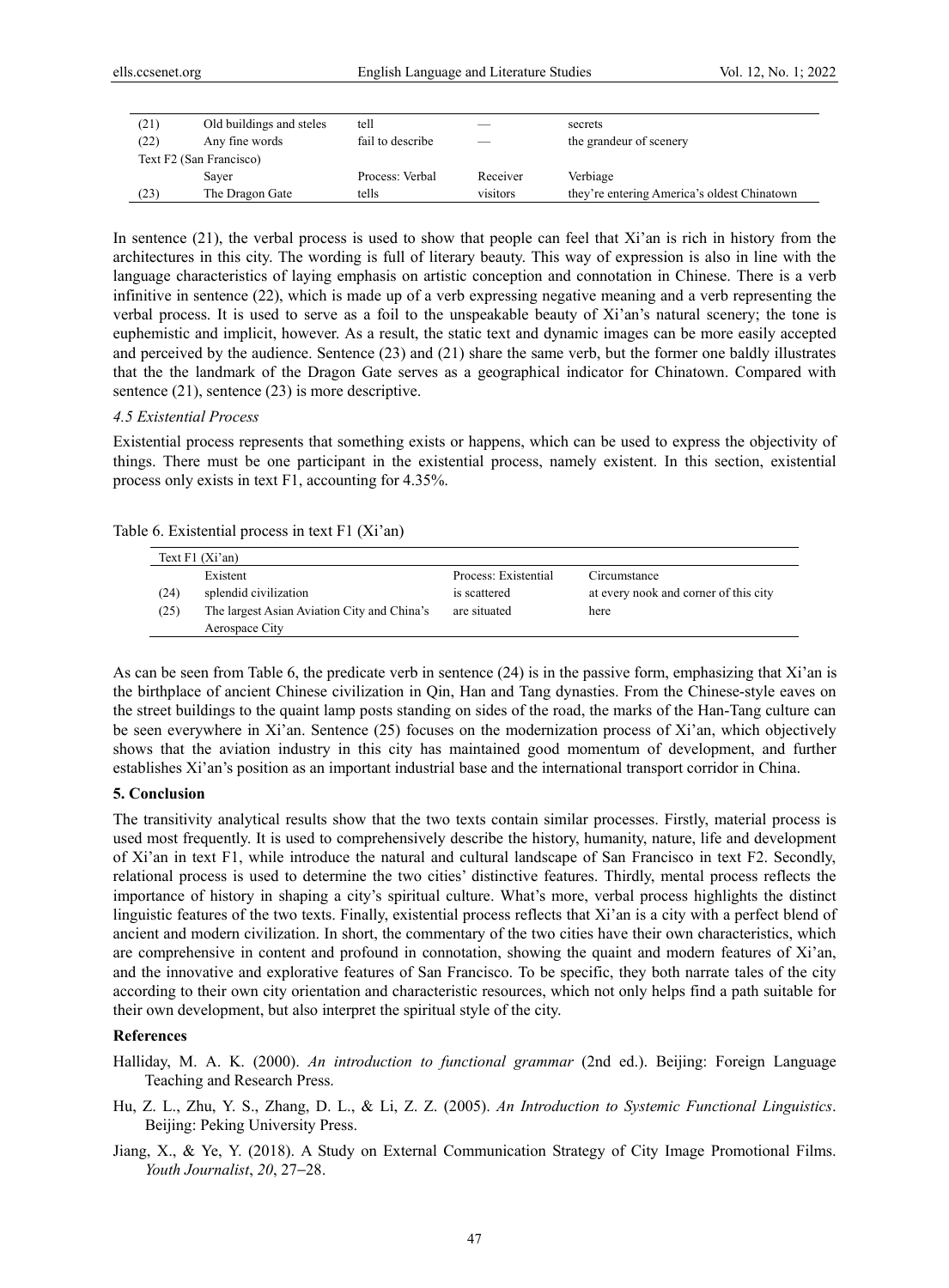| | | | | |
|---|---|---|---|---|
| (21) | Old buildings and steles | tell | — | secrets |
| (22) | Any fine words | fail to describe | — | the grandeur of scenery |
| Text F2 (San Francisco) | | | | |
| | Sayer | Process: Verbal | Receiver | Verbiage |
| (23) | The Dragon Gate | tells | visitors | they're entering America's oldest Chinatown |

In sentence (21), the verbal process is used to show that people can feel that Xi'an is rich in history from the architectures in this city. The wording is full of literary beauty. This way of expression is also in line with the language characteristics of laying emphasis on artistic conception and connotation in Chinese. There is a verb infinitive in sentence (22), which is made up of a verb expressing negative meaning and a verb representing the verbal process. It is used to serve as a foil to the unspeakable beauty of Xi'an's natural scenery; the tone is euphemistic and implicit, however. As a result, the static text and dynamic images can be more easily accepted and perceived by the audience. Sentence (23) and (21) share the same verb, but the former one baldly illustrates that the the landmark of the Dragon Gate serves as a geographical indicator for Chinatown. Compared with sentence (21), sentence (23) is more descriptive.

### *4.5 Existential Process*

Existential process represents that something exists or happens, which can be used to express the objectivity of things. There must be one participant in the existential process, namely existent. In this section, existential process only exists in text F1, accounting for 4.35%.

Table 6. Existential process in text F1 (Xi'an)

| Text F1 (Xi'an) | | | |
|---|---|---|---|
| | Existent | Process: Existential | Circumstance |
| (24) | splendid civilization | is scattered | at every nook and corner of this city |
| (25) | The largest Asian Aviation City and China's Aerospace City | are situated | here |

As can be seen from Table 6, the predicate verb in sentence (24) is in the passive form, emphasizing that Xi'an is the birthplace of ancient Chinese civilization in Qin, Han and Tang dynasties. From the Chinese-style eaves on the street buildings to the quaint lamp posts standing on sides of the road, the marks of the Han-Tang culture can be seen everywhere in Xi'an. Sentence (25) focuses on the modernization process of Xi'an, which objectively shows that the aviation industry in this city has maintained good momentum of development, and further establishes Xi'an's position as an important industrial base and the international transport corridor in China.

## **5. Conclusion**

The transitivity analytical results show that the two texts contain similar processes. Firstly, material process is used most frequently. It is used to comprehensively describe the history, humanity, nature, life and development of Xi'an in text F1, while introduce the natural and cultural landscape of San Francisco in text F2. Secondly, relational process is used to determine the two cities' distinctive features. Thirdly, mental process reflects the importance of history in shaping a city's spiritual culture. What's more, verbal process highlights the distinct linguistic features of the two texts. Finally, existential process reflects that Xi'an is a city with a perfect blend of ancient and modern civilization. In short, the commentary of the two cities have their own characteristics, which are comprehensive in content and profound in connotation, showing the quaint and modern features of Xi'an, and the innovative and explorative features of San Francisco. To be specific, they both narrate tales of the city according to their own city orientation and characteristic resources, which not only helps find a path suitable for their own development, but also interpret the spiritual style of the city.

## **References**

Halliday, M. A. K. (2000). *An introduction to functional grammar* (2nd ed.). Beijing: Foreign Language Teaching and Research Press.

Hu, Z. L., Zhu, Y. S., Zhang, D. L., & Li, Z. Z. (2005). *An Introduction to Systemic Functional Linguistics*. Beijing: Peking University Press.

Jiang, X., & Ye, Y. (2018). A Study on External Communication Strategy of City Image Promotional Films. *Youth Journalist*, *20*, 27–28.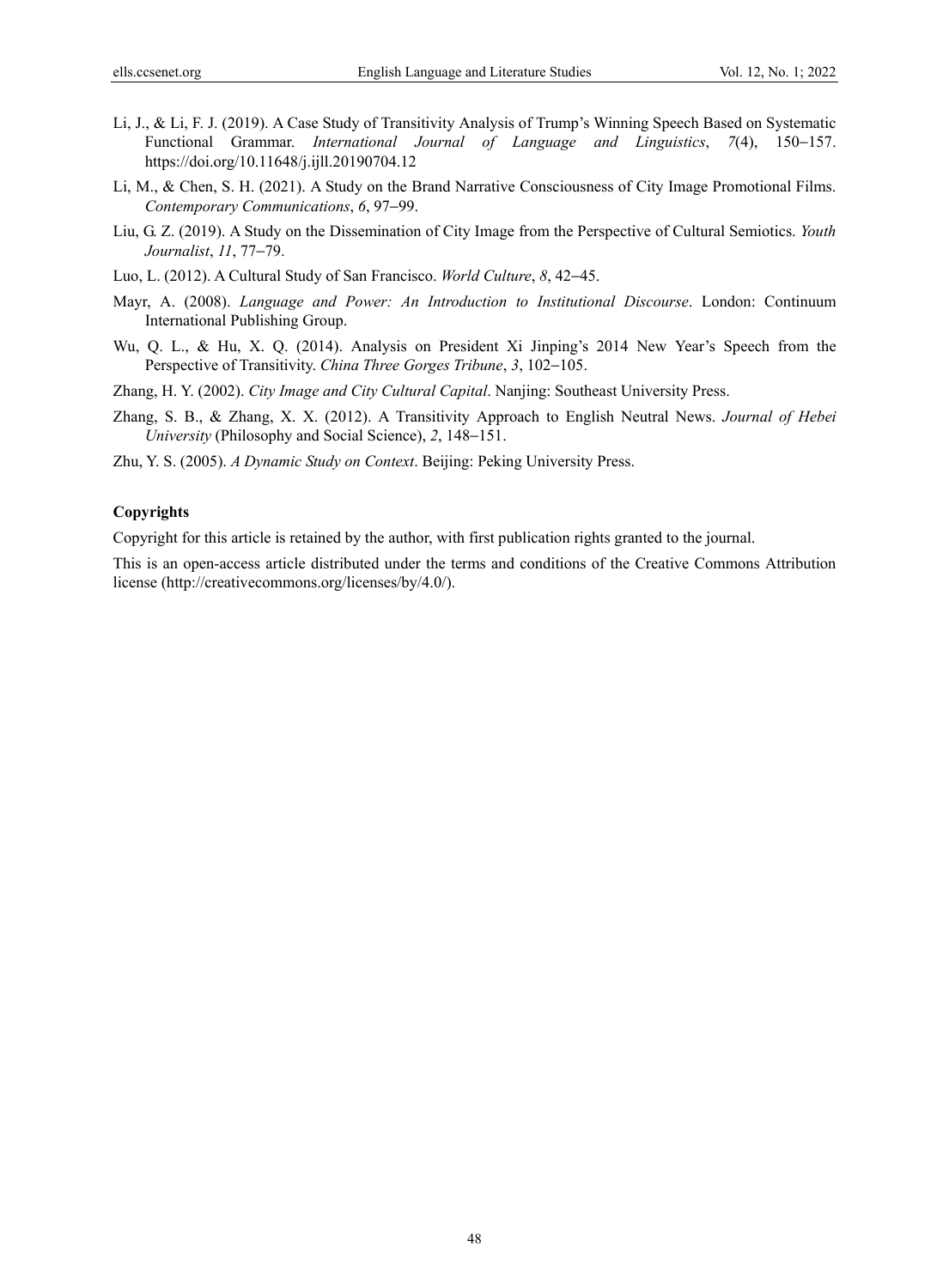Li, J., & Li, F. J. (2019). A Case Study of Transitivity Analysis of Trump's Winning Speech Based on Systematic Functional Grammar. *International Journal of Language and Linguistics*, *7*(4), 150–157. https://doi.org/10.11648/j.ijll.20190704.12

Li, M., & Chen, S. H. (2021). A Study on the Brand Narrative Consciousness of City Image Promotional Films. *Contemporary Communications*, *6*, 97–99.

Liu, G. Z. (2019). A Study on the Dissemination of City Image from the Perspective of Cultural Semiotics. *Youth Journalist*, *11*, 77–79.

Luo, L. (2012). A Cultural Study of San Francisco. *World Culture*, *8*, 42–45.

Mayr, A. (2008). *Language and Power: An Introduction to Institutional Discourse*. London: Continuum International Publishing Group.

Wu, Q. L., & Hu, X. Q. (2014). Analysis on President Xi Jinping's 2014 New Year's Speech from the Perspective of Transitivity. *China Three Gorges Tribune*, *3*, 102–105.

Zhang, H. Y. (2002). *City Image and City Cultural Capital*. Nanjing: Southeast University Press.

Zhang, S. B., & Zhang, X. X. (2012). A Transitivity Approach to English Neutral News. *Journal of Hebei University* (Philosophy and Social Science), *2*, 148–151.

Zhu, Y. S. (2005). *A Dynamic Study on Context*. Beijing: Peking University Press.

**Copyrights**

Copyright for this article is retained by the author, with first publication rights granted to the journal.

This is an open-access article distributed under the terms and conditions of the Creative Commons Attribution license (http://creativecommons.org/licenses/by/4.0/).